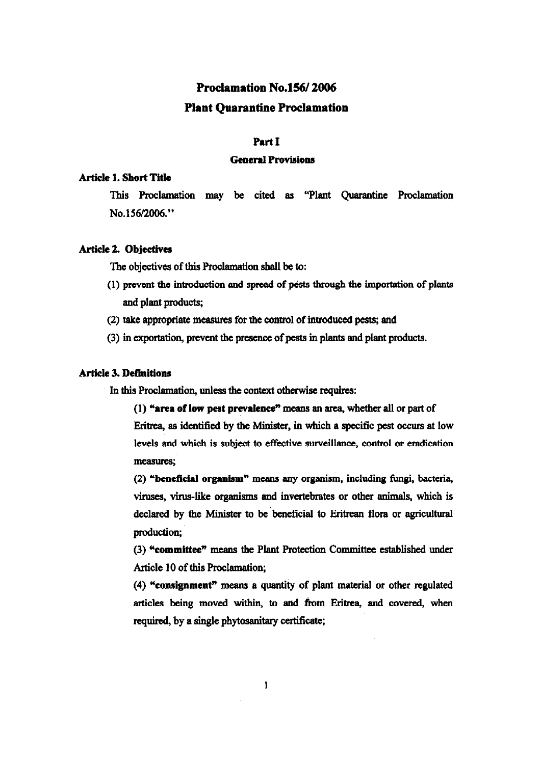# Proclamation No.156/ 2006

# Plant Quarantine Proclamation

## Part I

## General Provisions

### Article 1. Short Title

This Proclamation may be cited as "Plant Quarantine Proclamation No.156/2006."

### Article 2. Objectives

The objectives of this Proclamation shall be to:

(1) prevent the introduction and spread of pests through the importation of plants and plant products;

(2) take appropriate measures for the control of introduced pests; and

(3) in exportation, prevent the presence of pests in plants and plant products.

### Article 3. Definitions

In this Proclamation, unless the context otherwise requires:

(1) **"area of low pest prevalence"** means an area, whether all or part of Eritrea, as identified by the Minister, in which a specific pest occurs at low levels and which is subject to effective surveillance, control or eradication measures;

(2) **"beneficial organism"** means any organism, including fungi, bacteria, viruses, virus-like organisms and invertebrates or other animals, which is declared by the Minister to be beneficial to Eritrean flora or agricultural production;

(3) **"committee"** means the Plant Protection Committee established under Article 10 of this Proclamation;

(4) **"consignment"** means a quantity of plant material or other regulated articles being moved within, to and from Eritrea, and covered, when required, by a single phytosanitary certificate;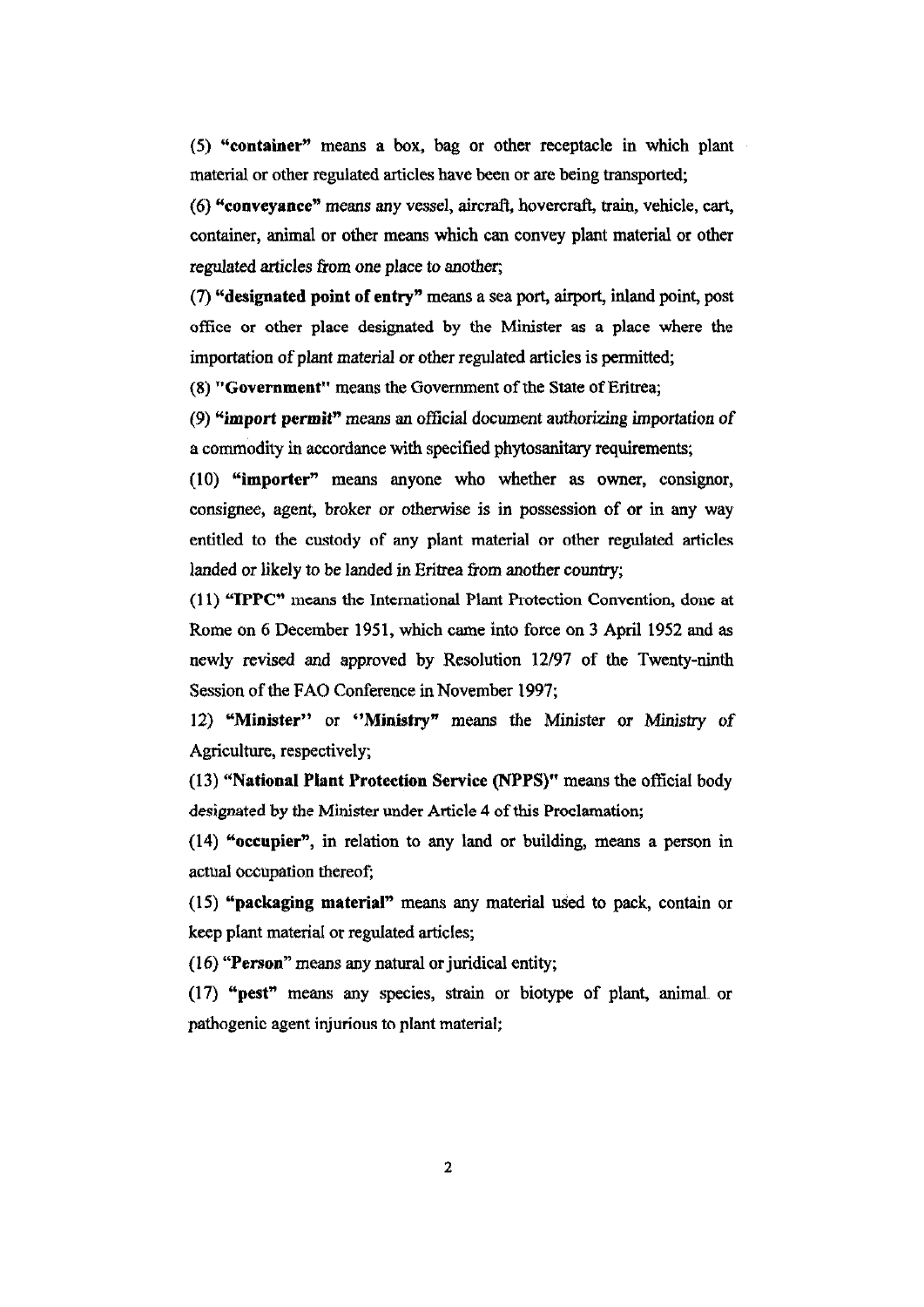(5) **"container"** means a box, bag or other receptacle in which plant material or other regulated articles have been or are being transported;

(6) **"conveyance"** means any vessel, aircraft, hovercraft, train, vehicle, cart, container, animal or other means which can convey plant material or other regulated articles from one place to another;

(7) **"designated point of entry"** means a sea port, airport, inland point, post office or other place designated by the Minister as a place where the importation of plant material or other regulated articles is permitted;

(8) **"Government"** means the Government of the State of Eritrea;

(9) **"import permit"** means an official document authorizing importation of a commodity in accordance with specified phytosanitary requirements;

(10) **"importer"** means anyone who whether as owner, consignor, consignee, agent, broker or otherwise is in possession of or in any way entitled to the custody of any plant material or other regulated articles landed or likely to be landed in Eritrea from another country;

(11) **"IPPC"** means the International Plant Protection Convention, done at Rome on 6 December 1951, which came into force on 3 April 1952 and as newly revised and approved by Resolution 12/97 of the Twenty-ninth Session of the FAO Conference in November 1997;

12) **"Minister"** or **"Ministry"** means the Minister or Ministry of Agriculture, respectively;

(13) **"National Plant Protection Service (NPPS)"** means the official body designated by the Minister under Article 4 of this Proclamation;

(14) **"occupier"**, in relation to any land or building, means a person in actual occupation thereof;

(15) **"packaging material"** means any material used to pack, contain or keep plant material or regulated articles;

(16) **"Person"** means any natural or juridical entity;

(17) **"pest"** means any species, strain or biotype of plant, animal or pathogenic agent injurious to plant material;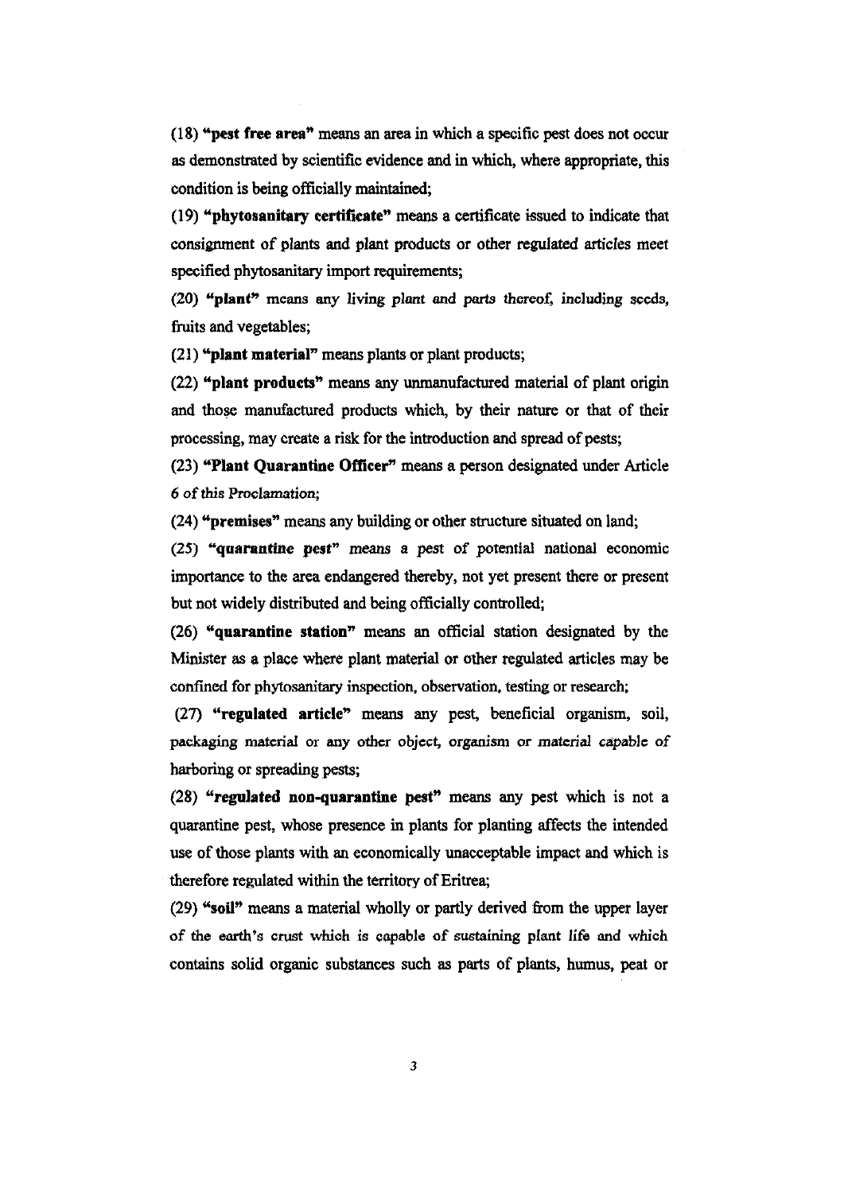(18) **"pest free area"** means an area in which a specific pest does not occur as demonstrated by scientific evidence and in which, where appropriate, this condition is being officially maintained;

(19) **"phytosanitary certificate"** means a certificate issued to indicate that consignment of plants and plant products or other regulated articles meet specified phytosanitary import requirements;

(20) **"plant"** means any living plant and parts thereof, including seeds, fruits and vegetables;

(21) **"plant material"** means plants or plant products;

(22) **"plant products"** means any unmanufactured material of plant origin and those manufactured products which, by their nature or that of their processing, may create a risk for the introduction and spread of pests;

(23) **"Plant Quarantine Officer"** means a person designated under Article 6 of this Proclamation;

(24) **"premises"** means any building or other structure situated on land;

(25) **"quarantine pest"** means a pest of potential national economic importance to the area endangered thereby, not yet present there or present but not widely distributed and being officially controlled;

(26) **"quarantine station"** means an official station designated by the Minister as a place where plant material or other regulated articles may be confined for phytosanitary inspection, observation, testing or research;

(27) **"regulated article"** means any pest, beneficial organism, soil, packaging material or any other object, organism or material capable of harboring or spreading pests;

(28) **"regulated non-quarantine pest"** means any pest which is not a quarantine pest, whose presence in plants for planting affects the intended use of those plants with an economically unacceptable impact and which is therefore regulated within the territory of Eritrea;

(29) **"soil"** means a material wholly or partly derived from the upper layer of the earth's crust which is capable of sustaining plant life and which contains solid organic substances such as parts of plants, humus, peat or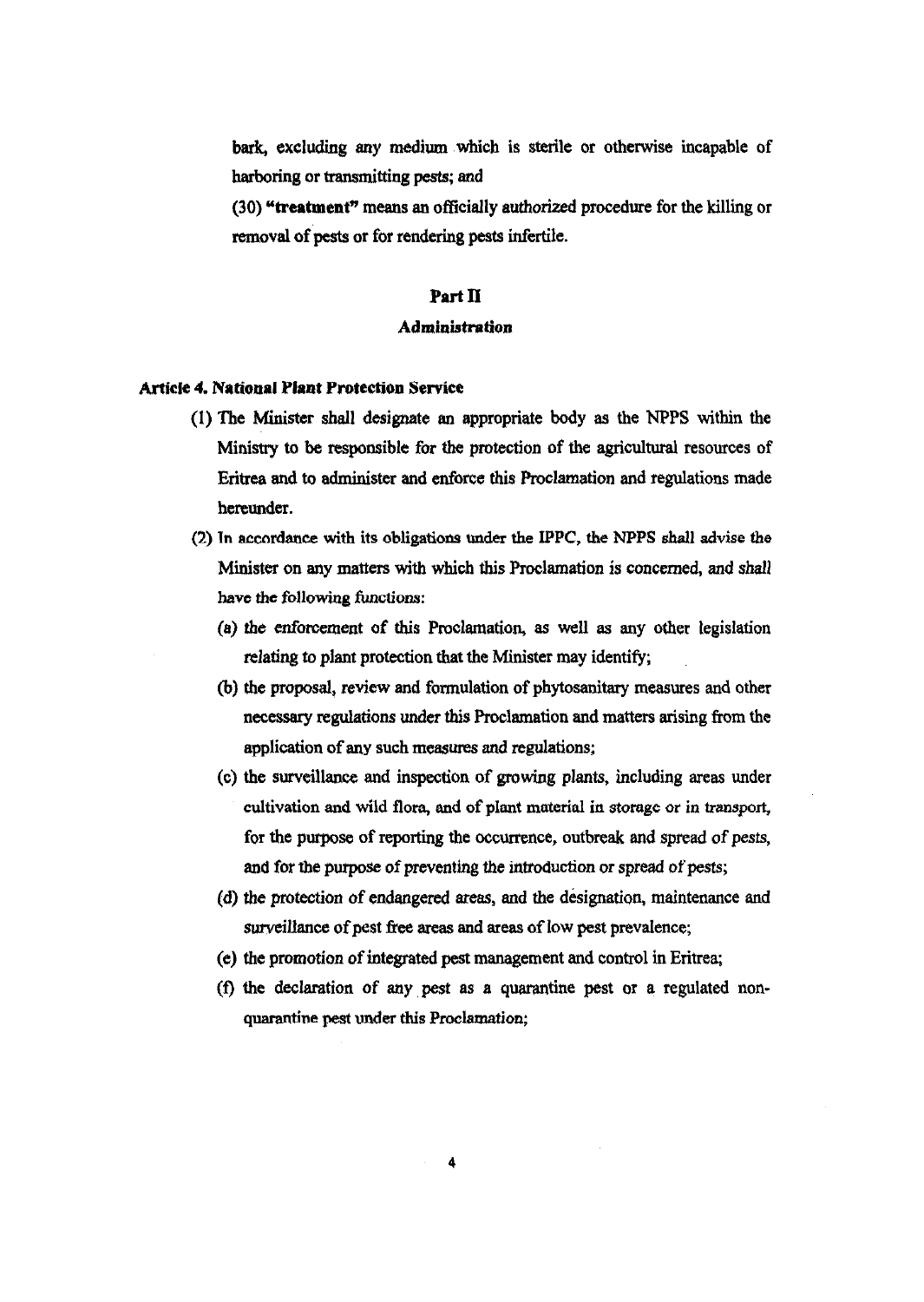bark, excluding any medium which is sterile or otherwise incapable of harboring or transmitting pests; and

(30) **"treatment"** means an officially authorized procedure for the killing or removal of pests or for rendering pests infertile.

## Part II
## Administration

### Article 4. National Plant Protection Service

(1) The Minister shall designate an appropriate body as the NPPS within the Ministry to be responsible for the protection of the agricultural resources of Eritrea and to administer and enforce this Proclamation and regulations made hereunder.

(2) In accordance with its obligations under the IPPC, the NPPS shall advise the Minister on any matters with which this Proclamation is concerned, and shall have the following functions:

(a) the enforcement of this Proclamation, as well as any other legislation relating to plant protection that the Minister may identify;

(b) the proposal, review and formulation of phytosanitary measures and other necessary regulations under this Proclamation and matters arising from the application of any such measures and regulations;

(c) the surveillance and inspection of growing plants, including areas under cultivation and wild flora, and of plant material in storage or in transport, for the purpose of reporting the occurrence, outbreak and spread of pests, and for the purpose of preventing the introduction or spread of pests;

(d) the protection of endangered areas, and the designation, maintenance and surveillance of pest free areas and areas of low pest prevalence;

(e) the promotion of integrated pest management and control in Eritrea;

(f) the declaration of any pest as a quarantine pest or a regulated non-quarantine pest under this Proclamation;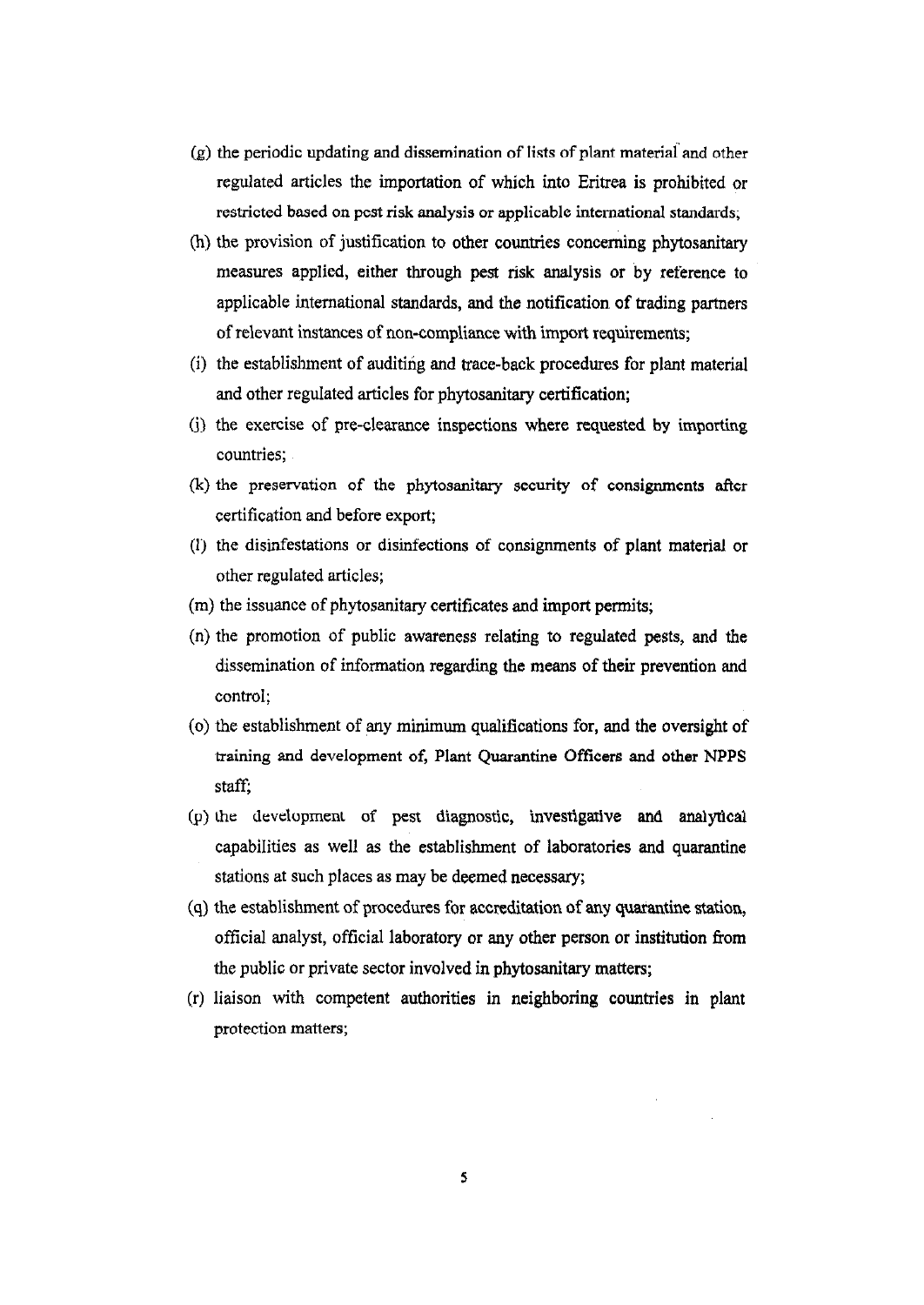(g) the periodic updating and dissemination of lists of plant material and other regulated articles the importation of which into Eritrea is prohibited or restricted based on pest risk analysis or applicable international standards;

(h) the provision of justification to other countries concerning phytosanitary measures applied, either through pest risk analysis or by reference to applicable international standards, and the notification of trading partners of relevant instances of non-compliance with import requirements;

(i) the establishment of auditing and trace-back procedures for plant material and other regulated articles for phytosanitary certification;

(j) the exercise of pre-clearance inspections where requested by importing countries;

(k) the preservation of the phytosanitary security of consignments after certification and before export;

(l) the disinfestations or disinfections of consignments of plant material or other regulated articles;

(m) the issuance of phytosanitary certificates and import permits;

(n) the promotion of public awareness relating to regulated pests, and the dissemination of information regarding the means of their prevention and control;

(o) the establishment of any minimum qualifications for, and the oversight of training and development of, Plant Quarantine Officers and other NPPS staff;

(p) the development of pest diagnostic, investigative and analytical capabilities as well as the establishment of laboratories and quarantine stations at such places as may be deemed necessary;

(q) the establishment of procedures for accreditation of any quarantine station, official analyst, official laboratory or any other person or institution from the public or private sector involved in phytosanitary matters;

(r) liaison with competent authorities in neighboring countries in plant protection matters;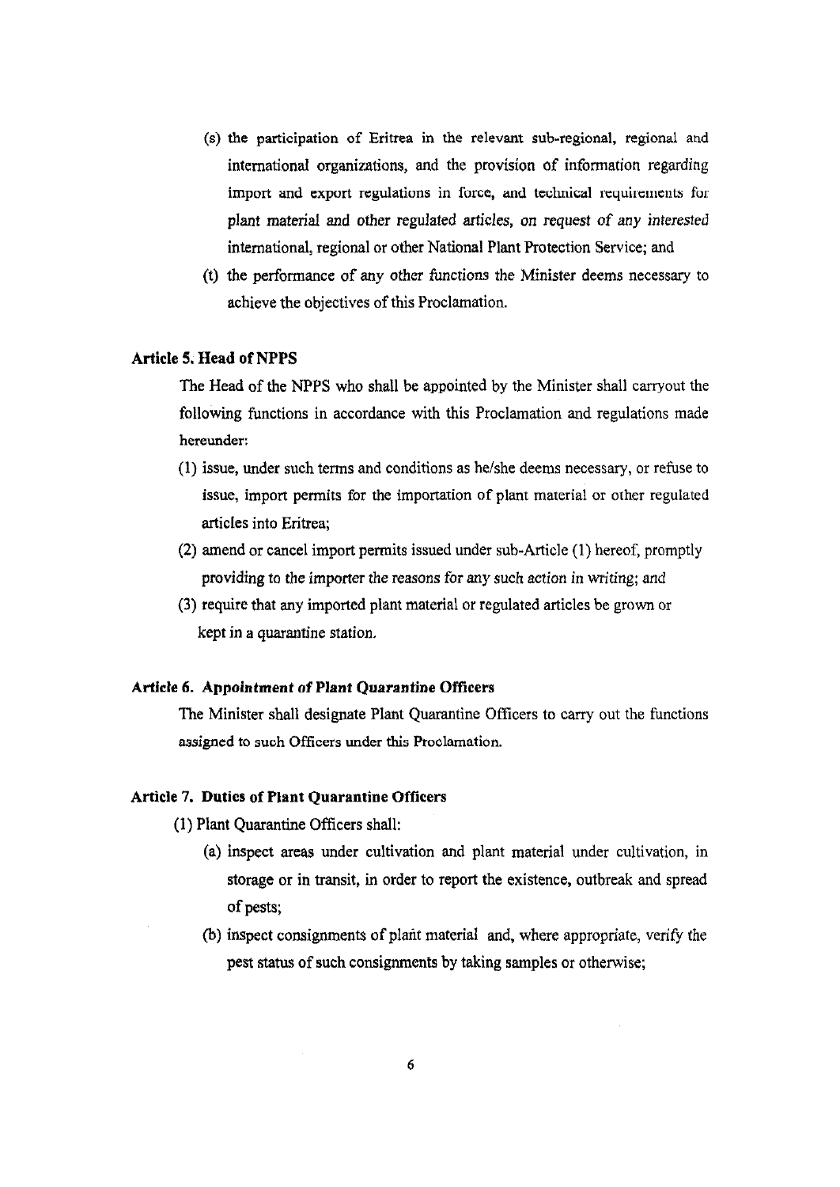(s) the participation of Eritrea in the relevant sub-regional, regional and international organizations, and the provision of information regarding import and export regulations in force, and technical requirements for plant material and other regulated articles, on request of any interested international, regional or other National Plant Protection Service; and

(t) the performance of any other functions the Minister deems necessary to achieve the objectives of this Proclamation.

### Article 5. Head of NPPS

The Head of the NPPS who shall be appointed by the Minister shall carryout the following functions in accordance with this Proclamation and regulations made hereunder:

(1) issue, under such terms and conditions as he/she deems necessary, or refuse to issue, import permits for the importation of plant material or other regulated articles into Eritrea;

(2) amend or cancel import permits issued under sub-Article (1) hereof, promptly providing to the importer the reasons for any such action in writing; and

(3) require that any imported plant material or regulated articles be grown or kept in a quarantine station.

### Article 6. Appointment of Plant Quarantine Officers

The Minister shall designate Plant Quarantine Officers to carry out the functions assigned to such Officers under this Proclamation.

### Article 7. Duties of Plant Quarantine Officers

(1) Plant Quarantine Officers shall:

(a) inspect areas under cultivation and plant material under cultivation, in storage or in transit, in order to report the existence, outbreak and spread of pests;

(b) inspect consignments of plant material and, where appropriate, verify the pest status of such consignments by taking samples or otherwise;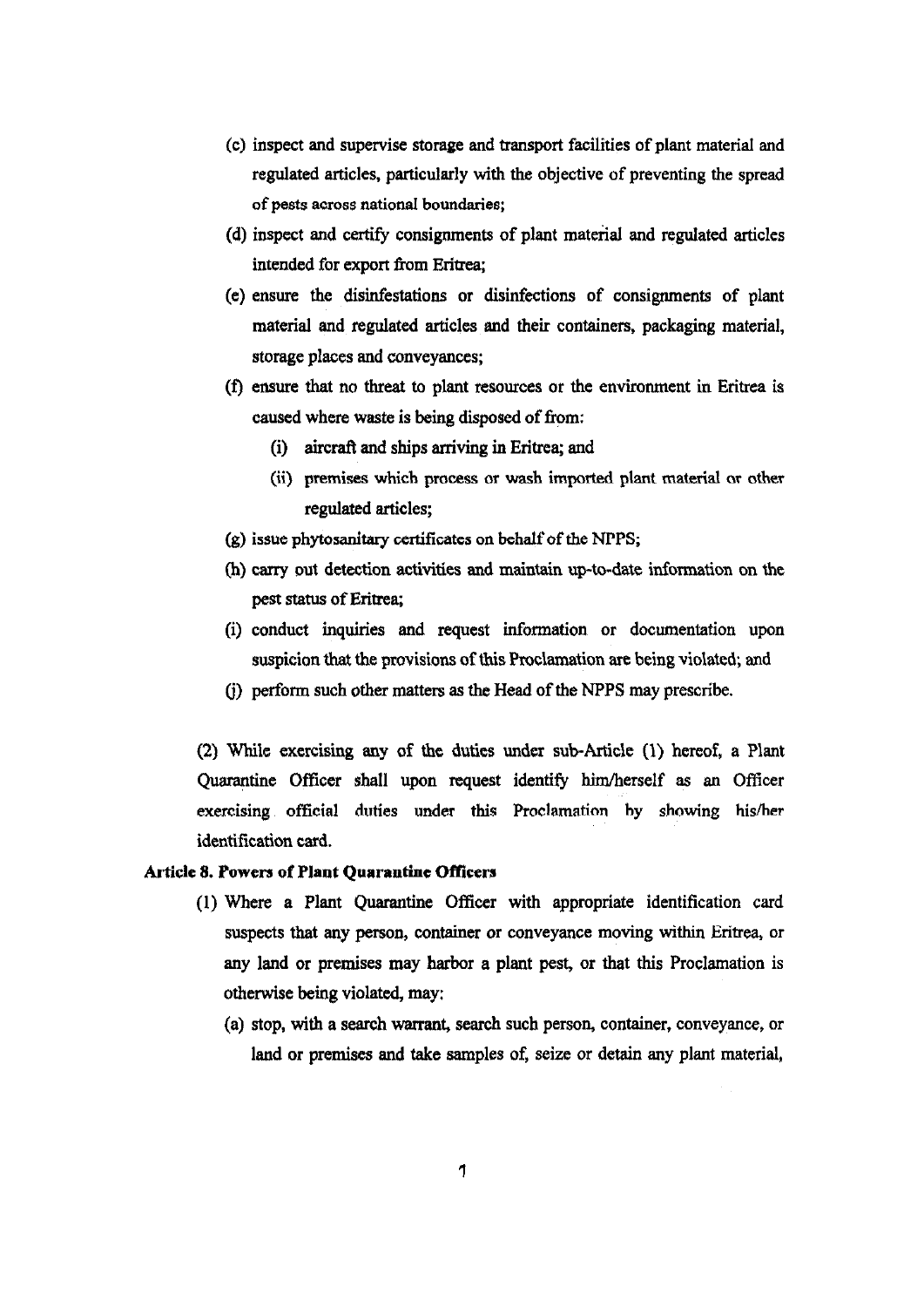(c) inspect and supervise storage and transport facilities of plant material and regulated articles, particularly with the objective of preventing the spread of pests across national boundaries;

(d) inspect and certify consignments of plant material and regulated articles intended for export from Eritrea;

(e) ensure the disinfestations or disinfections of consignments of plant material and regulated articles and their containers, packaging material, storage places and conveyances;

(f) ensure that no threat to plant resources or the environment in Eritrea is caused where waste is being disposed of from:

   (i) aircraft and ships arriving in Eritrea; and

   (ii) premises which process or wash imported plant material or other regulated articles;

(g) issue phytosanitary certificates on behalf of the NPPS;

(h) carry out detection activities and maintain up-to-date information on the pest status of Eritrea;

(i) conduct inquiries and request information or documentation upon suspicion that the provisions of this Proclamation are being violated; and

(j) perform such other matters as the Head of the NPPS may prescribe.

(2) While exercising any of the duties under sub-Article (1) hereof, a Plant Quarantine Officer shall upon request identify him/herself as an Officer exercising official duties under this Proclamation by showing his/her identification card.

**Article 8. Powers of Plant Quarantine Officers**

(1) Where a Plant Quarantine Officer with appropriate identification card suspects that any person, container or conveyance moving within Eritrea, or any land or premises may harbor a plant pest, or that this Proclamation is otherwise being violated, may:

(a) stop, with a search warrant, search such person, container, conveyance, or land or premises and take samples of, seize or detain any plant material,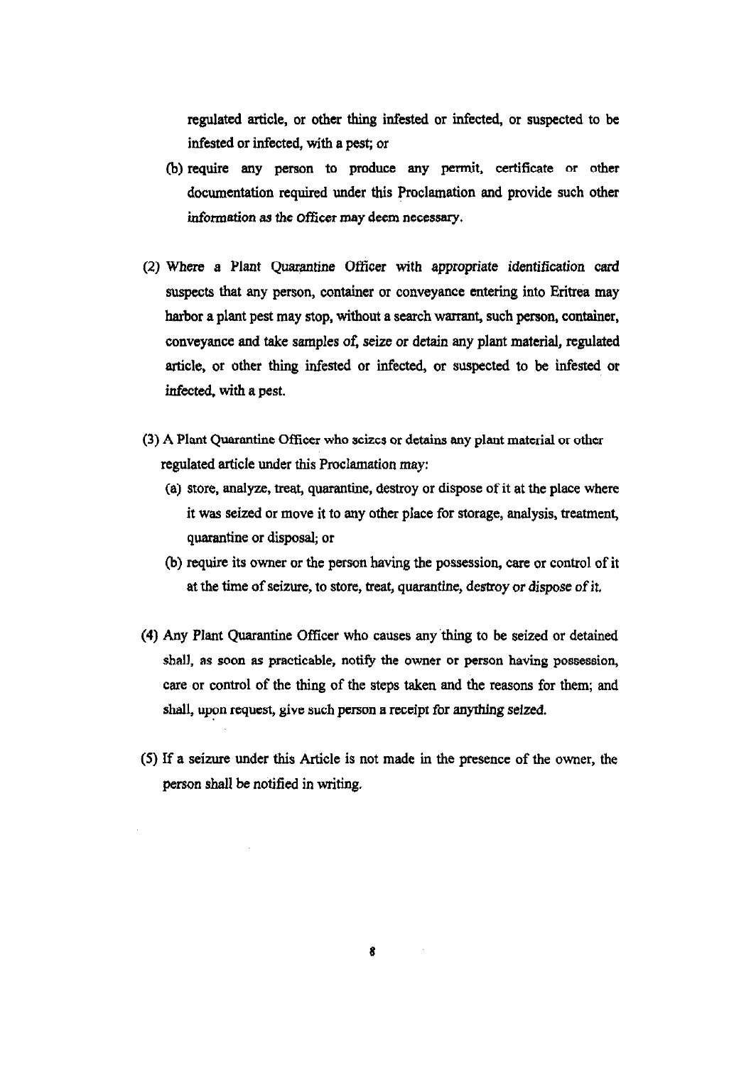regulated article, or other thing infested or infected, or suspected to be infested or infected, with a pest; or

(b) require any person to produce any permit, certificate or other documentation required under this Proclamation and provide such other information as the Officer may deem necessary.

(2) Where a Plant Quarantine Officer with appropriate identification card suspects that any person, container or conveyance entering into Eritrea may harbor a plant pest may stop, without a search warrant, such person, container, conveyance and take samples of, seize or detain any plant material, regulated article, or other thing infested or infected, or suspected to be infested or infected, with a pest.

(3) A Plant Quarantine Officer who seizes or detains any plant material or other regulated article under this Proclamation may:

(a) store, analyze, treat, quarantine, destroy or dispose of it at the place where it was seized or move it to any other place for storage, analysis, treatment, quarantine or disposal; or

(b) require its owner or the person having the possession, care or control of it at the time of seizure, to store, treat, quarantine, destroy or dispose of it.

(4) Any Plant Quarantine Officer who causes any thing to be seized or detained shall, as soon as practicable, notify the owner or person having possession, care or control of the thing of the steps taken and the reasons for them; and shall, upon request, give such person a receipt for anything seized.

(5) If a seizure under this Article is not made in the presence of the owner, the person shall be notified in writing.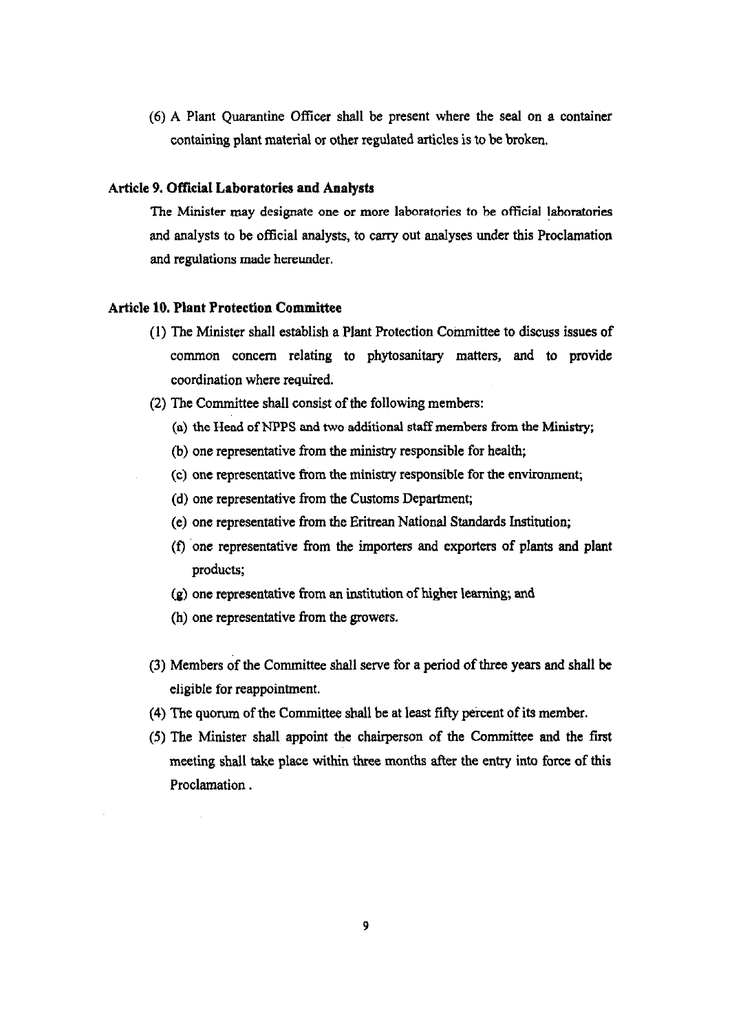(6) A Plant Quarantine Officer shall be present where the seal on a container containing plant material or other regulated articles is to be broken.

**Article 9. Official Laboratories and Analysts**

The Minister may designate one or more laboratories to be official laboratories and analysts to be official analysts, to carry out analyses under this Proclamation and regulations made hereunder.

**Article 10. Plant Protection Committee**

(1) The Minister shall establish a Plant Protection Committee to discuss issues of common concern relating to phytosanitary matters, and to provide coordination where required.

(2) The Committee shall consist of the following members:

(a) the Head of NPPS and two additional staff members from the Ministry;

(b) one representative from the ministry responsible for health;

(c) one representative from the ministry responsible for the environment;

(d) one representative from the Customs Department;

(e) one representative from the Eritrean National Standards Institution;

(f) one representative from the importers and exporters of plants and plant products;

(g) one representative from an institution of higher learning; and

(h) one representative from the growers.

(3) Members of the Committee shall serve for a period of three years and shall be eligible for reappointment.

(4) The quorum of the Committee shall be at least fifty percent of its member.

(5) The Minister shall appoint the chairperson of the Committee and the first meeting shall take place within three months after the entry into force of this Proclamation .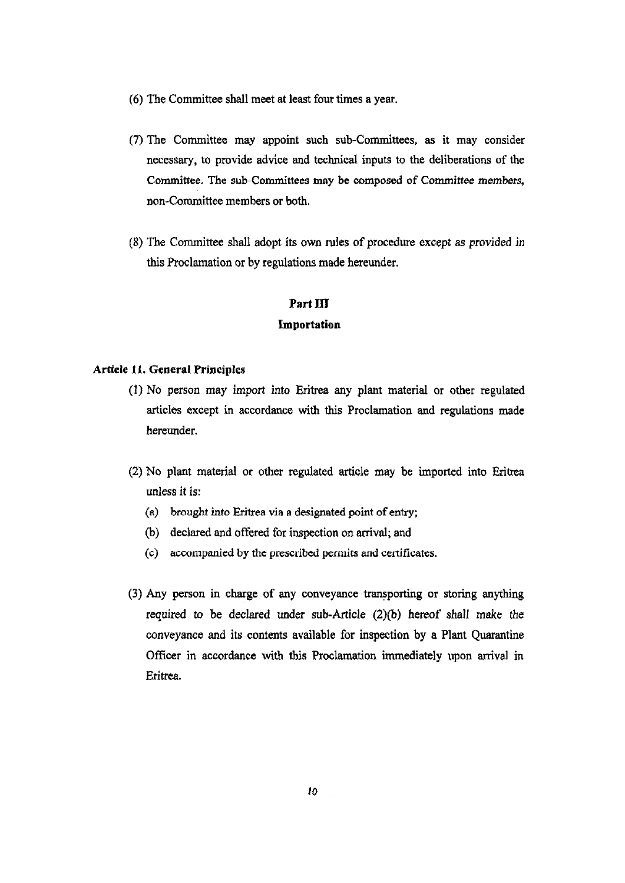(6) The Committee shall meet at least four times a year.

(7) The Committee may appoint such sub-Committees, as it may consider necessary, to provide advice and technical inputs to the deliberations of the Committee. The sub-Committees may be composed of Committee members, non-Committee members or both.

(8) The Committee shall adopt its own rules of procedure except as provided in this Proclamation or by regulations made hereunder.

## Part III

## Importation

### Article 11. General Principles

(1) No person may import into Eritrea any plant material or other regulated articles except in accordance with this Proclamation and regulations made hereunder.

(2) No plant material or other regulated article may be imported into Eritrea unless it is:

   (a) brought into Eritrea via a designated point of entry;

   (b) declared and offered for inspection on arrival; and

   (c) accompanied by the prescribed permits and certificates.

(3) Any person in charge of any conveyance transporting or storing anything required to be declared under sub-Article (2)(b) hereof shall make the conveyance and its contents available for inspection by a Plant Quarantine Officer in accordance with this Proclamation immediately upon arrival in Eritrea.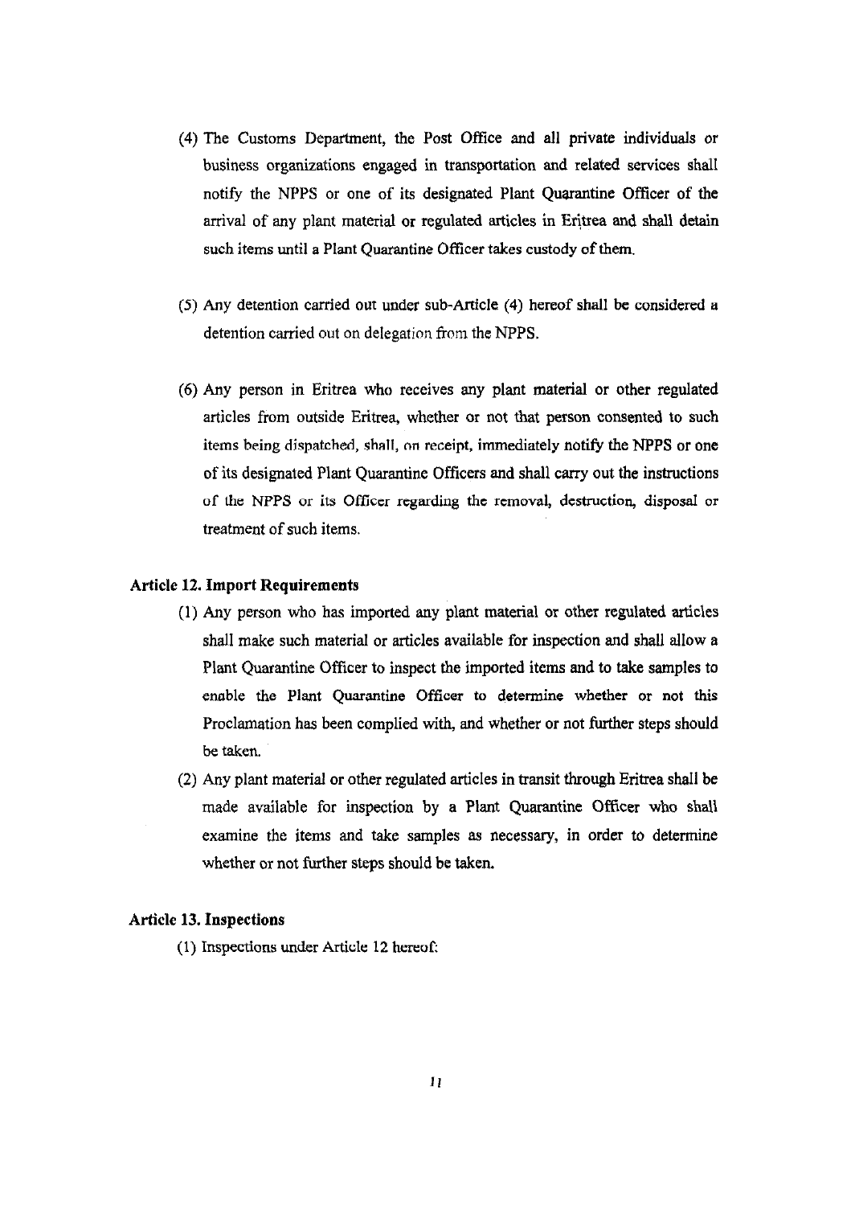(4) The Customs Department, the Post Office and all private individuals or business organizations engaged in transportation and related services shall notify the NPPS or one of its designated Plant Quarantine Officer of the arrival of any plant material or regulated articles in Eritrea and shall detain such items until a Plant Quarantine Officer takes custody of them.

(5) Any detention carried out under sub-Article (4) hereof shall be considered a detention carried out on delegation from the NPPS.

(6) Any person in Eritrea who receives any plant material or other regulated articles from outside Eritrea, whether or not that person consented to such items being dispatched, shall, on receipt, immediately notify the NPPS or one of its designated Plant Quarantine Officers and shall carry out the instructions of the NPPS or its Officer regarding the removal, destruction, disposal or treatment of such items.

### Article 12. Import Requirements

(1) Any person who has imported any plant material or other regulated articles shall make such material or articles available for inspection and shall allow a Plant Quarantine Officer to inspect the imported items and to take samples to enable the Plant Quarantine Officer to determine whether or not this Proclamation has been complied with, and whether or not further steps should be taken.

(2) Any plant material or other regulated articles in transit through Eritrea shall be made available for inspection by a Plant Quarantine Officer who shall examine the items and take samples as necessary, in order to determine whether or not further steps should be taken.

### Article 13. Inspections

(1) Inspections under Article 12 hereof: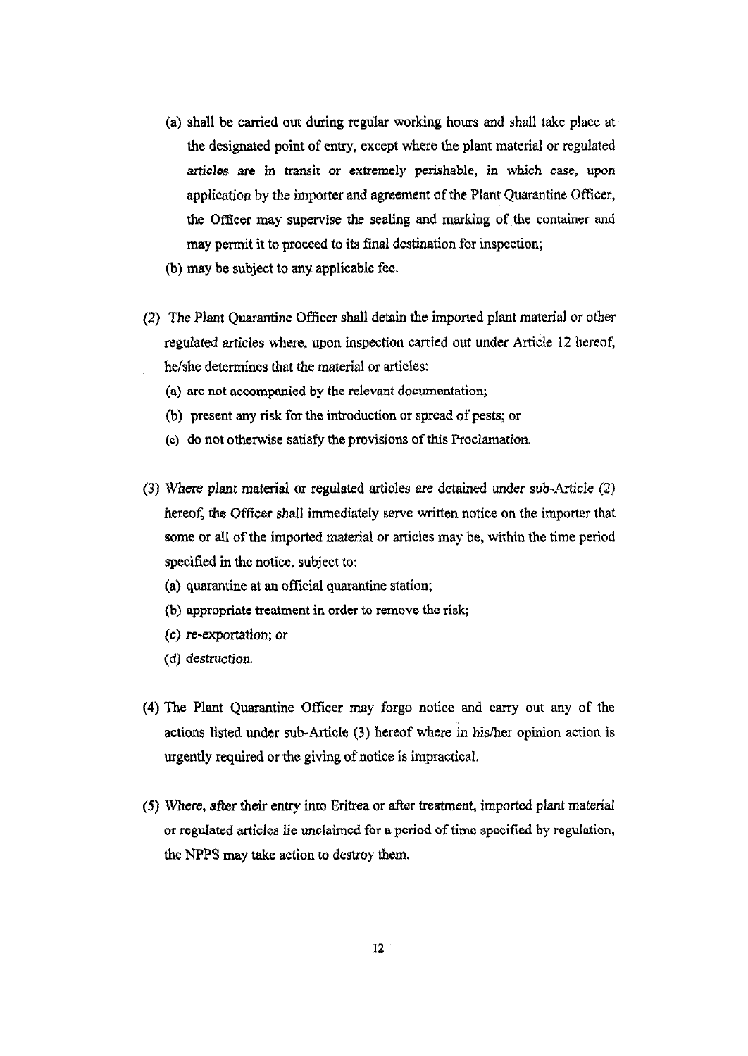(a) shall be carried out during regular working hours and shall take place at the designated point of entry, except where the plant material or regulated articles are in transit or extremely perishable, in which case, upon application by the importer and agreement of the Plant Quarantine Officer, the Officer may supervise the sealing and marking of the container and may permit it to proceed to its final destination for inspection;

(b) may be subject to any applicable fee.

(2) The Plant Quarantine Officer shall detain the imported plant material or other regulated articles where, upon inspection carried out under Article 12 hereof, he/she determines that the material or articles:

(a) are not accompanied by the relevant documentation;

(b) present any risk for the introduction or spread of pests; or

(c) do not otherwise satisfy the provisions of this Proclamation.

(3) Where plant material or regulated articles are detained under sub-Article (2) hereof, the Officer shall immediately serve written notice on the importer that some or all of the imported material or articles may be, within the time period specified in the notice, subject to:

(a) quarantine at an official quarantine station;

(b) appropriate treatment in order to remove the risk;

(c) re-exportation; or

(d) destruction.

(4) The Plant Quarantine Officer may forgo notice and carry out any of the actions listed under sub-Article (3) hereof where in his/her opinion action is urgently required or the giving of notice is impractical.

(5) Where, after their entry into Eritrea or after treatment, imported plant material or regulated articles lie unclaimed for a period of time specified by regulation, the NPPS may take action to destroy them.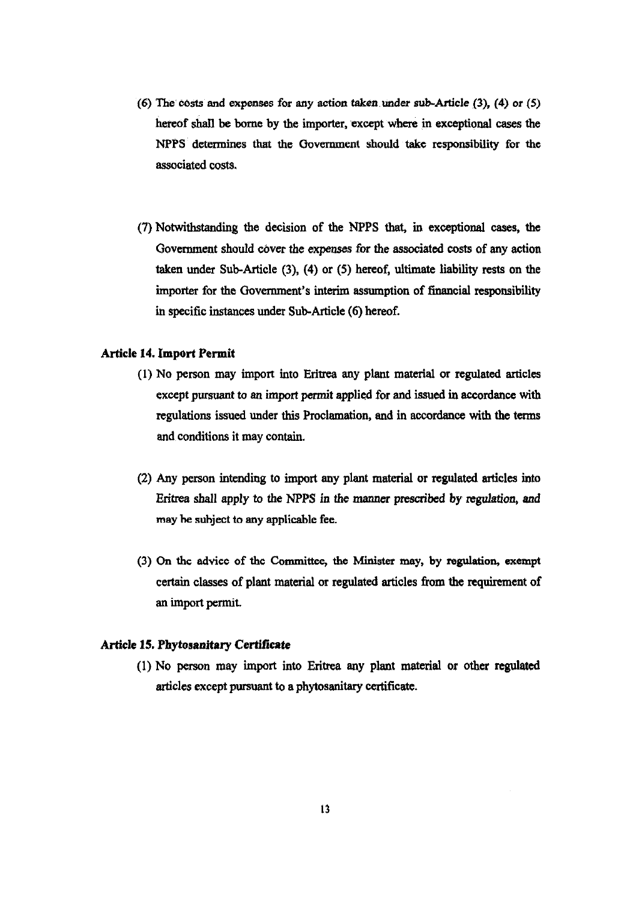(6) The costs and expenses for any action taken under sub-Article (3), (4) or (5) hereof shall be borne by the importer, except where in exceptional cases the NPPS determines that the Government should take responsibility for the associated costs.

(7) Notwithstanding the decision of the NPPS that, in exceptional cases, the Government should cover the expenses for the associated costs of any action taken under Sub-Article (3), (4) or (5) hereof, ultimate liability rests on the importer for the Government's interim assumption of financial responsibility in specific instances under Sub-Article (6) hereof.

### Article 14. Import Permit

(1) No person may import into Eritrea any plant material or regulated articles except pursuant to an import permit applied for and issued in accordance with regulations issued under this Proclamation, and in accordance with the terms and conditions it may contain.

(2) Any person intending to import any plant material or regulated articles into Eritrea shall apply to the NPPS in the manner prescribed by regulation, and may be subject to any applicable fee.

(3) On the advice of the Committee, the Minister may, by regulation, exempt certain classes of plant material or regulated articles from the requirement of an import permit.

### Article 15. Phytosanitary Certificate

(1) No person may import into Eritrea any plant material or other regulated articles except pursuant to a phytosanitary certificate.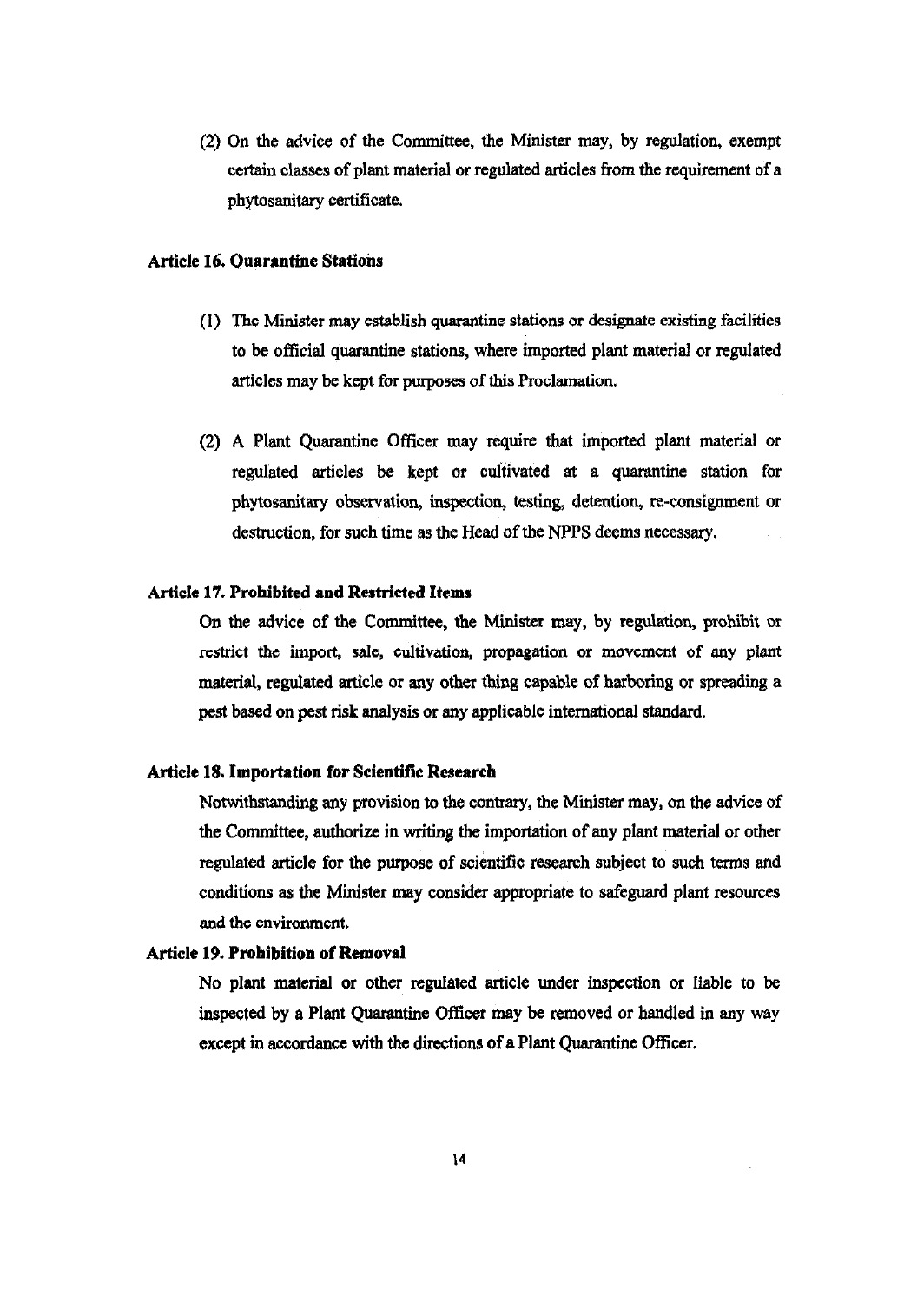(2) On the advice of the Committee, the Minister may, by regulation, exempt certain classes of plant material or regulated articles from the requirement of a phytosanitary certificate.

**Article 16. Quarantine Stations**

(1) The Minister may establish quarantine stations or designate existing facilities to be official quarantine stations, where imported plant material or regulated articles may be kept for purposes of this Proclamation.

(2) A Plant Quarantine Officer may require that imported plant material or regulated articles be kept or cultivated at a quarantine station for phytosanitary observation, inspection, testing, detention, re-consignment or destruction, for such time as the Head of the NPPS deems necessary.

**Article 17. Prohibited and Restricted Items**

On the advice of the Committee, the Minister may, by regulation, prohibit or restrict the import, sale, cultivation, propagation or movement of any plant material, regulated article or any other thing capable of harboring or spreading a pest based on pest risk analysis or any applicable international standard.

**Article 18. Importation for Scientific Research**

Notwithstanding any provision to the contrary, the Minister may, on the advice of the Committee, authorize in writing the importation of any plant material or other regulated article for the purpose of scientific research subject to such terms and conditions as the Minister may consider appropriate to safeguard plant resources and the environment.

**Article 19. Prohibition of Removal**

No plant material or other regulated article under inspection or liable to be inspected by a Plant Quarantine Officer may be removed or handled in any way except in accordance with the directions of a Plant Quarantine Officer.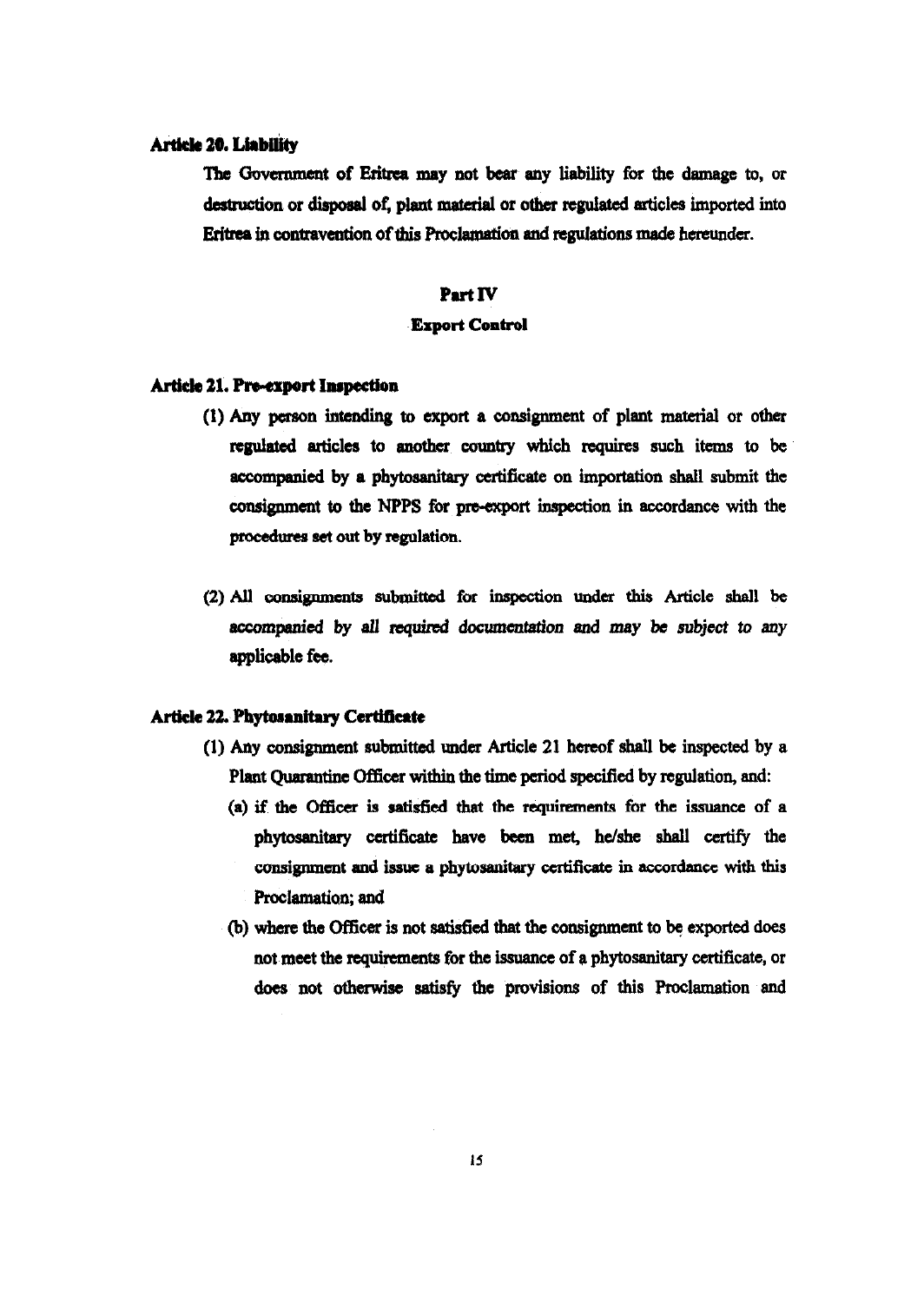**Article 20. Liability**

The Government of Eritrea may not bear any liability for the damage to, or destruction or disposal of, plant material or other regulated articles imported into Eritrea in contravention of this Proclamation and regulations made hereunder.

## Part IV

### Export Control

**Article 21. Pre-export Inspection**

(1) Any person intending to export a consignment of plant material or other regulated articles to another country which requires such items to be accompanied by a phytosanitary certificate on importation shall submit the consignment to the NPPS for pre-export inspection in accordance with the procedures set out by regulation.

(2) All consignments submitted for inspection under this Article shall be accompanied by all required documentation and may be subject to any applicable fee.

**Article 22. Phytosanitary Certificate**

(1) Any consignment submitted under Article 21 hereof shall be inspected by a Plant Quarantine Officer within the time period specified by regulation, and:

(a) if the Officer is satisfied that the requirements for the issuance of a phytosanitary certificate have been met, he/she shall certify the consignment and issue a phytosanitary certificate in accordance with this Proclamation; and

(b) where the Officer is not satisfied that the consignment to be exported does not meet the requirements for the issuance of a phytosanitary certificate, or does not otherwise satisfy the provisions of this Proclamation and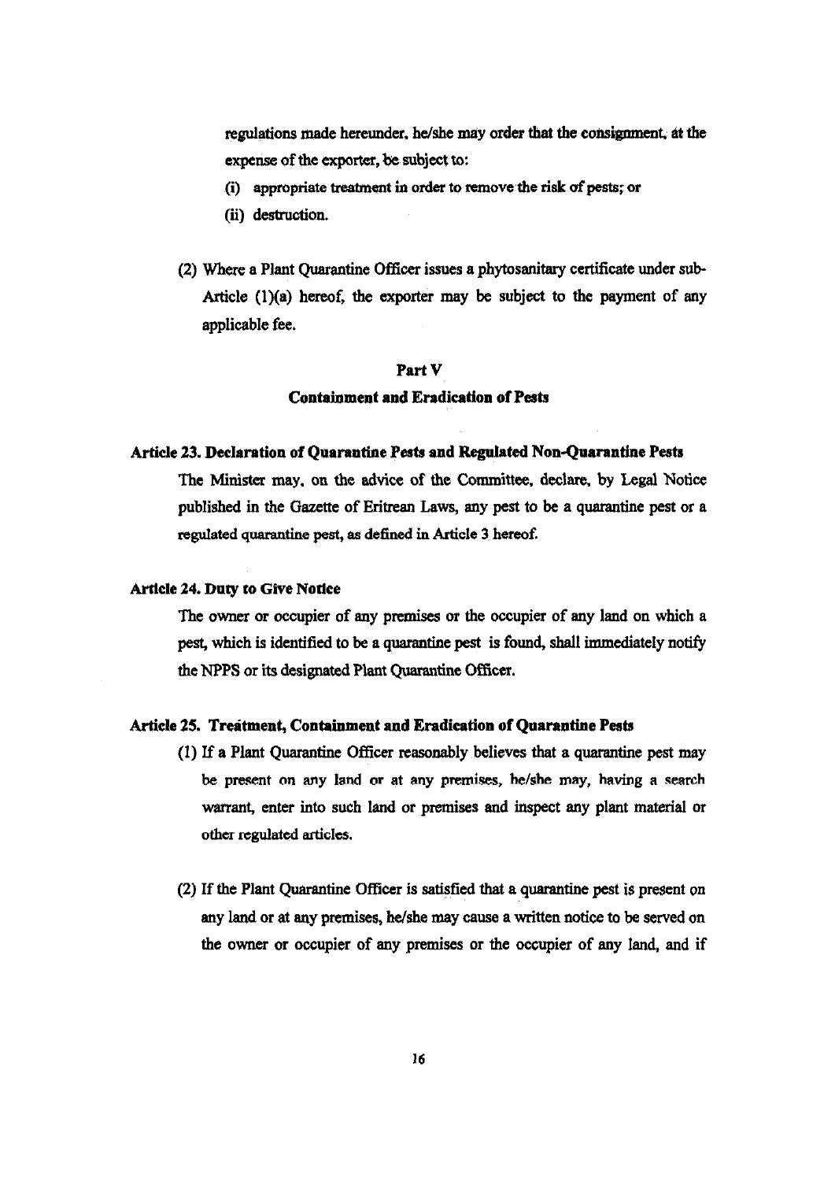regulations made hereunder, he/she may order that the consignment, at the expense of the exporter, be subject to:

(i) appropriate treatment in order to remove the risk of pests; or

(ii) destruction.

(2) Where a Plant Quarantine Officer issues a phytosanitary certificate under sub-Article (1)(a) hereof, the exporter may be subject to the payment of any applicable fee.

## Part V

## Containment and Eradication of Pests

### Article 23. Declaration of Quarantine Pests and Regulated Non-Quarantine Pests

The Minister may, on the advice of the Committee, declare, by Legal Notice published in the Gazette of Eritrean Laws, any pest to be a quarantine pest or a regulated quarantine pest, as defined in Article 3 hereof.

### Article 24. Duty to Give Notice

The owner or occupier of any premises or the occupier of any land on which a pest, which is identified to be a quarantine pest is found, shall immediately notify the NPPS or its designated Plant Quarantine Officer.

### Article 25. Treatment, Containment and Eradication of Quarantine Pests

(1) If a Plant Quarantine Officer reasonably believes that a quarantine pest may be present on any land or at any premises, he/she may, having a search warrant, enter into such land or premises and inspect any plant material or other regulated articles.

(2) If the Plant Quarantine Officer is satisfied that a quarantine pest is present on any land or at any premises, he/she may cause a written notice to be served on the owner or occupier of any premises or the occupier of any land, and if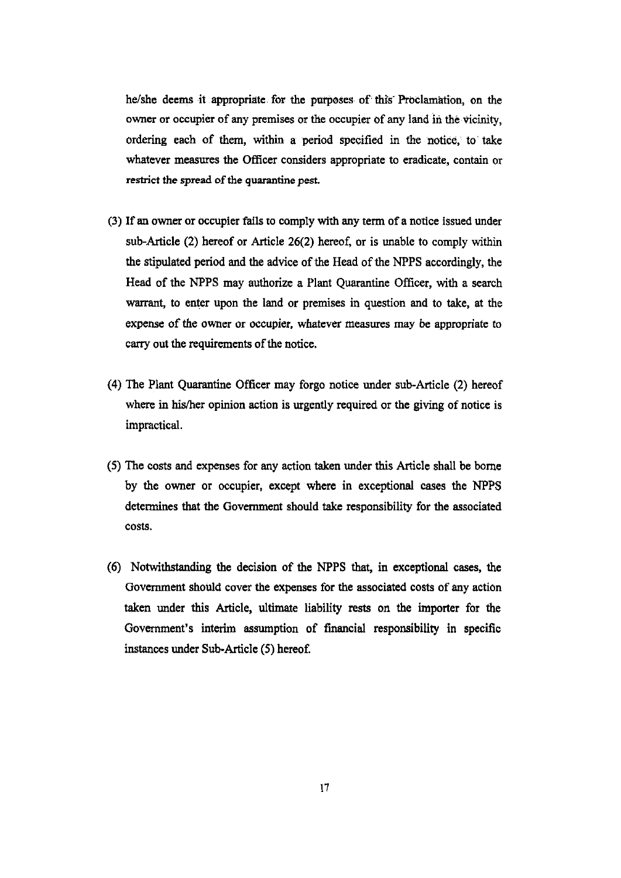he/she deems it appropriate for the purposes of this Proclamation, on the owner or occupier of any premises or the occupier of any land in the vicinity, ordering each of them, within a period specified in the notice, to take whatever measures the Officer considers appropriate to eradicate, contain or restrict the spread of the quarantine pest.

(3) If an owner or occupier fails to comply with any term of a notice issued under sub-Article (2) hereof or Article 26(2) hereof, or is unable to comply within the stipulated period and the advice of the Head of the NPPS accordingly, the Head of the NPPS may authorize a Plant Quarantine Officer, with a search warrant, to enter upon the land or premises in question and to take, at the expense of the owner or occupier, whatever measures may be appropriate to carry out the requirements of the notice.

(4) The Plant Quarantine Officer may forgo notice under sub-Article (2) hereof where in his/her opinion action is urgently required or the giving of notice is impractical.

(5) The costs and expenses for any action taken under this Article shall be borne by the owner or occupier, except where in exceptional cases the NPPS determines that the Government should take responsibility for the associated costs.

(6) Notwithstanding the decision of the NPPS that, in exceptional cases, the Government should cover the expenses for the associated costs of any action taken under this Article, ultimate liability rests on the importer for the Government's interim assumption of financial responsibility in specific instances under Sub-Article (5) hereof.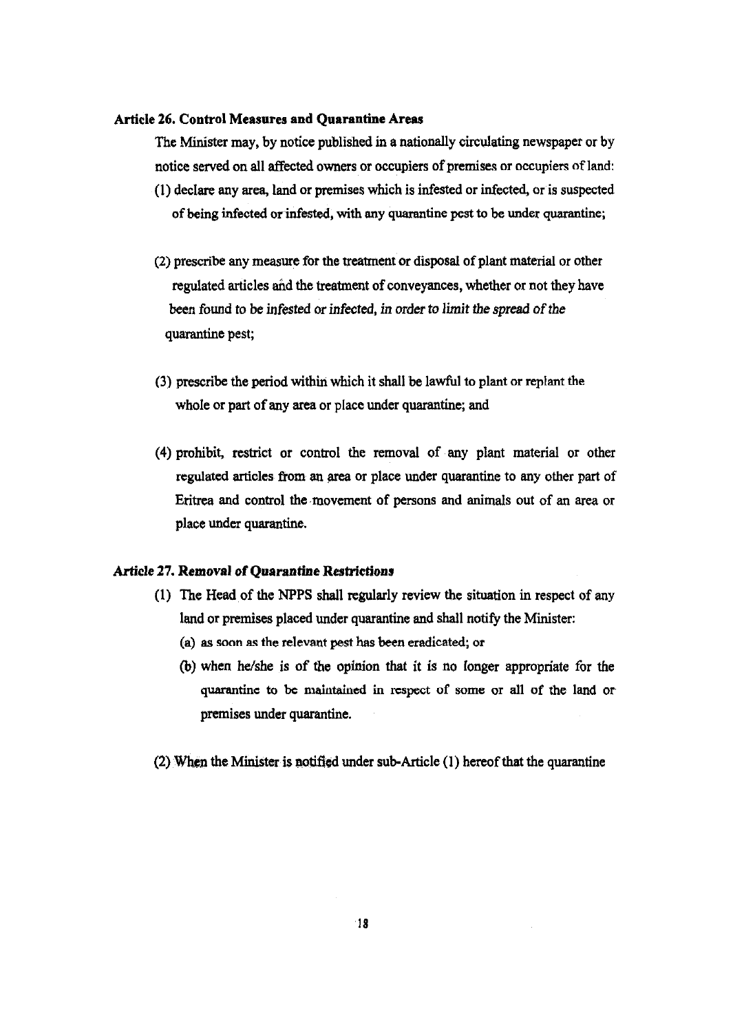### Article 26. Control Measures and Quarantine Areas

The Minister may, by notice published in a nationally circulating newspaper or by notice served on all affected owners or occupiers of premises or occupiers of land:

(1) declare any area, land or premises which is infested or infected, or is suspected of being infected or infested, with any quarantine pest to be under quarantine;

(2) prescribe any measure for the treatment or disposal of plant material or other regulated articles and the treatment of conveyances, whether or not they have been found to be infested or infected, in order to limit the spread of the quarantine pest;

(3) prescribe the period within which it shall be lawful to plant or replant the whole or part of any area or place under quarantine; and

(4) prohibit, restrict or control the removal of any plant material or other regulated articles from an area or place under quarantine to any other part of Eritrea and control the movement of persons and animals out of an area or place under quarantine.

### *Article 27. Removal of Quarantine Restrictions*

(1) The Head of the NPPS shall regularly review the situation in respect of any land or premises placed under quarantine and shall notify the Minister:

   (a) as soon as the relevant pest has been eradicated; or

   (b) when he/she is of the opinion that it is no longer appropriate for the quarantine to be maintained in respect of some or all of the land or premises under quarantine.

(2) When the Minister is notified under sub-Article (1) hereof that the quarantine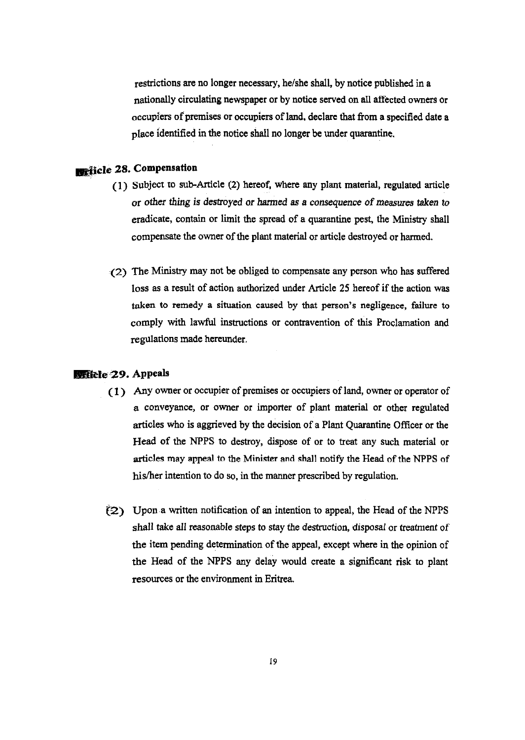restrictions are no longer necessary, he/she shall, by notice published in a nationally circulating newspaper or by notice served on all affected owners or occupiers of premises or occupiers of land, declare that from a specified date a place identified in the notice shall no longer be under quarantine.

### Article 28. Compensation

(1) Subject to sub-Article (2) hereof, where any plant material, regulated article or other thing is destroyed or harmed as a consequence of measures taken to eradicate, contain or limit the spread of a quarantine pest, the Ministry shall compensate the owner of the plant material or article destroyed or harmed.

(2) The Ministry may not be obliged to compensate any person who has suffered loss as a result of action authorized under Article 25 hereof if the action was taken to remedy a situation caused by that person's negligence, failure to comply with lawful instructions or contravention of this Proclamation and regulations made hereunder.

### Article 29. Appeals

(1) Any owner or occupier of premises or occupiers of land, owner or operator of a conveyance, or owner or importer of plant material or other regulated articles who is aggrieved by the decision of a Plant Quarantine Officer or the Head of the NPPS to destroy, dispose of or to treat any such material or articles may appeal to the Minister and shall notify the Head of the NPPS of his/her intention to do so, in the manner prescribed by regulation.

(2) Upon a written notification of an intention to appeal, the Head of the NPPS shall take all reasonable steps to stay the destruction, disposal or treatment of the item pending determination of the appeal, except where in the opinion of the Head of the NPPS any delay would create a significant risk to plant resources or the environment in Eritrea.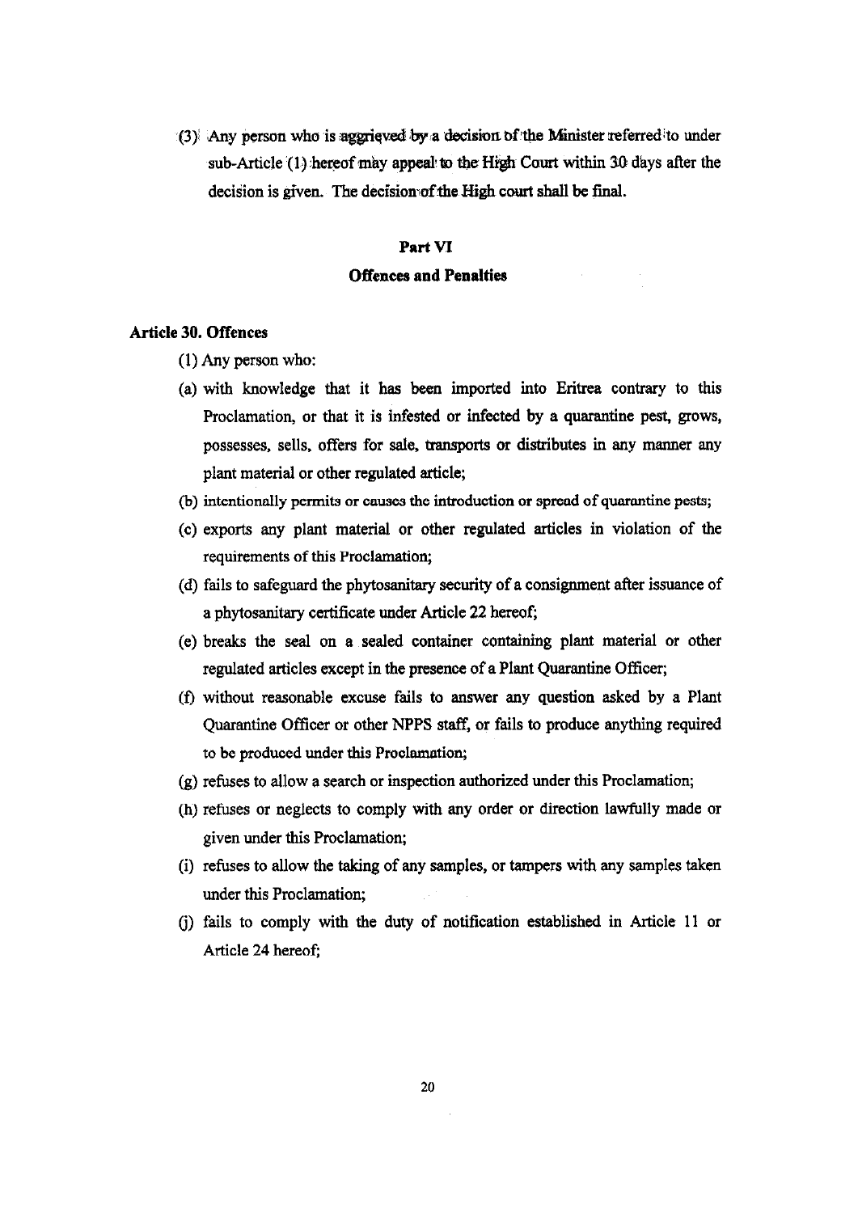(3) Any person who is aggrieved by a decision of the Minister referred to under sub-Article (1) hereof may appeal to the High Court within 30 days after the decision is given. The decision of the High court shall be final.

## Part VI

## Offences and Penalties

### Article 30. Offences

(1) Any person who:

(a) with knowledge that it has been imported into Eritrea contrary to this Proclamation, or that it is infested or infected by a quarantine pest, grows, possesses, sells, offers for sale, transports or distributes in any manner any plant material or other regulated article;

(b) intentionally permits or causes the introduction or spread of quarantine pests;

(c) exports any plant material or other regulated articles in violation of the requirements of this Proclamation;

(d) fails to safeguard the phytosanitary security of a consignment after issuance of a phytosanitary certificate under Article 22 hereof;

(e) breaks the seal on a sealed container containing plant material or other regulated articles except in the presence of a Plant Quarantine Officer;

(f) without reasonable excuse fails to answer any question asked by a Plant Quarantine Officer or other NPPS staff, or fails to produce anything required to be produced under this Proclamation;

(g) refuses to allow a search or inspection authorized under this Proclamation;

(h) refuses or neglects to comply with any order or direction lawfully made or given under this Proclamation;

(i) refuses to allow the taking of any samples, or tampers with any samples taken under this Proclamation;

(j) fails to comply with the duty of notification established in Article 11 or Article 24 hereof;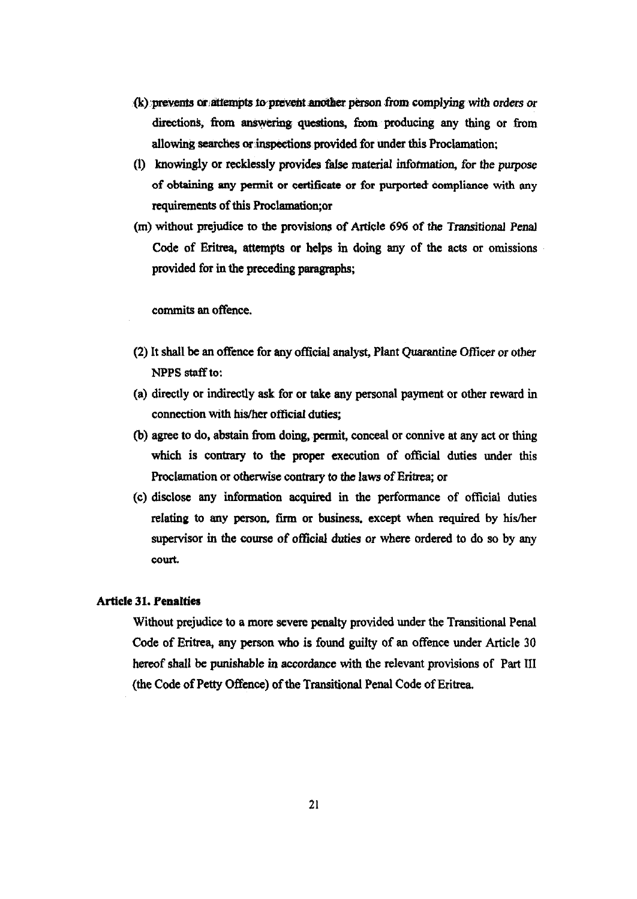(k) prevents or attempts to prevent another person from complying with orders or directions, from answering questions, from producing any thing or from allowing searches or inspections provided for under this Proclamation;

(l) knowingly or recklessly provides false material information, for the purpose of obtaining any permit or certificate or for purported compliance with any requirements of this Proclamation;or

(m) without prejudice to the provisions of Article 696 of the Transitional Penal Code of Eritrea, attempts or helps in doing any of the acts or omissions provided for in the preceding paragraphs;

commits an offence.

(2) It shall be an offence for any official analyst, Plant Quarantine Officer or other NPPS staff to:

(a) directly or indirectly ask for or take any personal payment or other reward in connection with his/her official duties;

(b) agree to do, abstain from doing, permit, conceal or connive at any act or thing which is contrary to the proper execution of official duties under this Proclamation or otherwise contrary to the laws of Eritrea; or

(c) disclose any information acquired in the performance of official duties relating to any person, firm or business, except when required by his/her supervisor in the course of official duties or where ordered to do so by any court.

**Article 31. Penalties**

Without prejudice to a more severe penalty provided under the Transitional Penal Code of Eritrea, any person who is found guilty of an offence under Article 30 hereof shall be punishable in accordance with the relevant provisions of Part III (the Code of Petty Offence) of the Transitional Penal Code of Eritrea.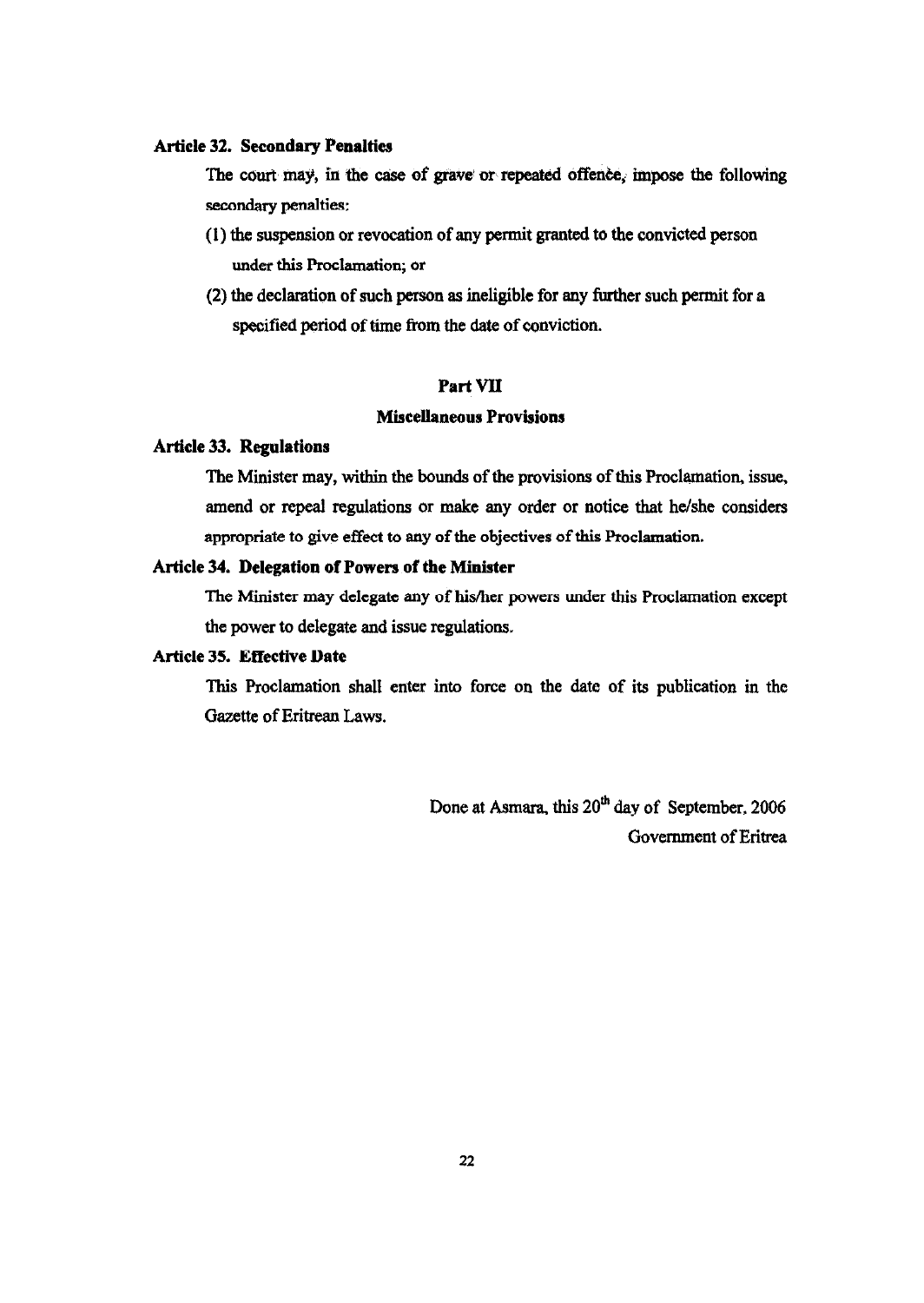**Article 32. Secondary Penalties**

The court may, in the case of grave or repeated offence, impose the following secondary penalties:

(1) the suspension or revocation of any permit granted to the convicted person under this Proclamation; or

(2) the declaration of such person as ineligible for any further such permit for a specified period of time from the date of conviction.

## Part VII

## Miscellaneous Provisions

**Article 33. Regulations**

The Minister may, within the bounds of the provisions of this Proclamation, issue, amend or repeal regulations or make any order or notice that he/she considers appropriate to give effect to any of the objectives of this Proclamation.

**Article 34. Delegation of Powers of the Minister**

The Minister may delegate any of his/her powers under this Proclamation except the power to delegate and issue regulations.

**Article 35. Effective Date**

This Proclamation shall enter into force on the date of its publication in the Gazette of Eritrean Laws.

Done at Asmara, this 20th day of September, 2006

Government of Eritrea